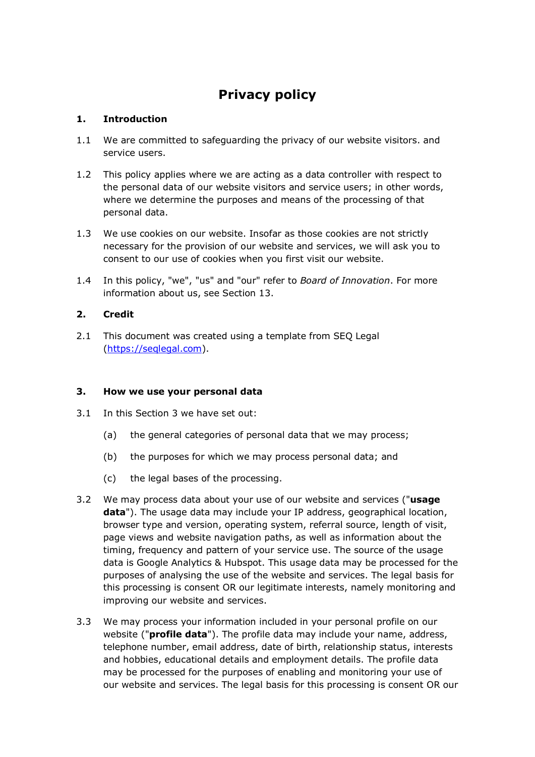# Privacy policy

## 1. Introduction

1.1 We are committed to safeguarding the privacy of our website visitors. and service users.

1.2 This policy applies where we are acting as a data controller with respect to the personal data of our website visitors and service users; in other words, where we determine the purposes and means of the processing of that personal data.

1.3 We use cookies on our website. Insofar as those cookies are not strictly necessary for the provision of our website and services, we will ask you to consent to our use of cookies when you first visit our website.

1.4 In this policy, "we", "us" and "our" refer to *Board of Innovation*. For more information about us, see Section 13.

## 2. Credit

2.1 This document was created using a template from SEQ Legal ([https://seqlegal.com](https://seqlegal.com)).

## 3. How we use your personal data

3.1 In this Section 3 we have set out:

(a) the general categories of personal data that we may process;

(b) the purposes for which we may process personal data; and

(c) the legal bases of the processing.

3.2 We may process data about your use of our website and services ("**usage data**"). The usage data may include your IP address, geographical location, browser type and version, operating system, referral source, length of visit, page views and website navigation paths, as well as information about the timing, frequency and pattern of your service use. The source of the usage data is Google Analytics & Hubspot. This usage data may be processed for the purposes of analysing the use of the website and services. The legal basis for this processing is consent OR our legitimate interests, namely monitoring and improving our website and services.

3.3 We may process your information included in your personal profile on our website ("**profile data**"). The profile data may include your name, address, telephone number, email address, date of birth, relationship status, interests and hobbies, educational details and employment details. The profile data may be processed for the purposes of enabling and monitoring your use of our website and services. The legal basis for this processing is consent OR our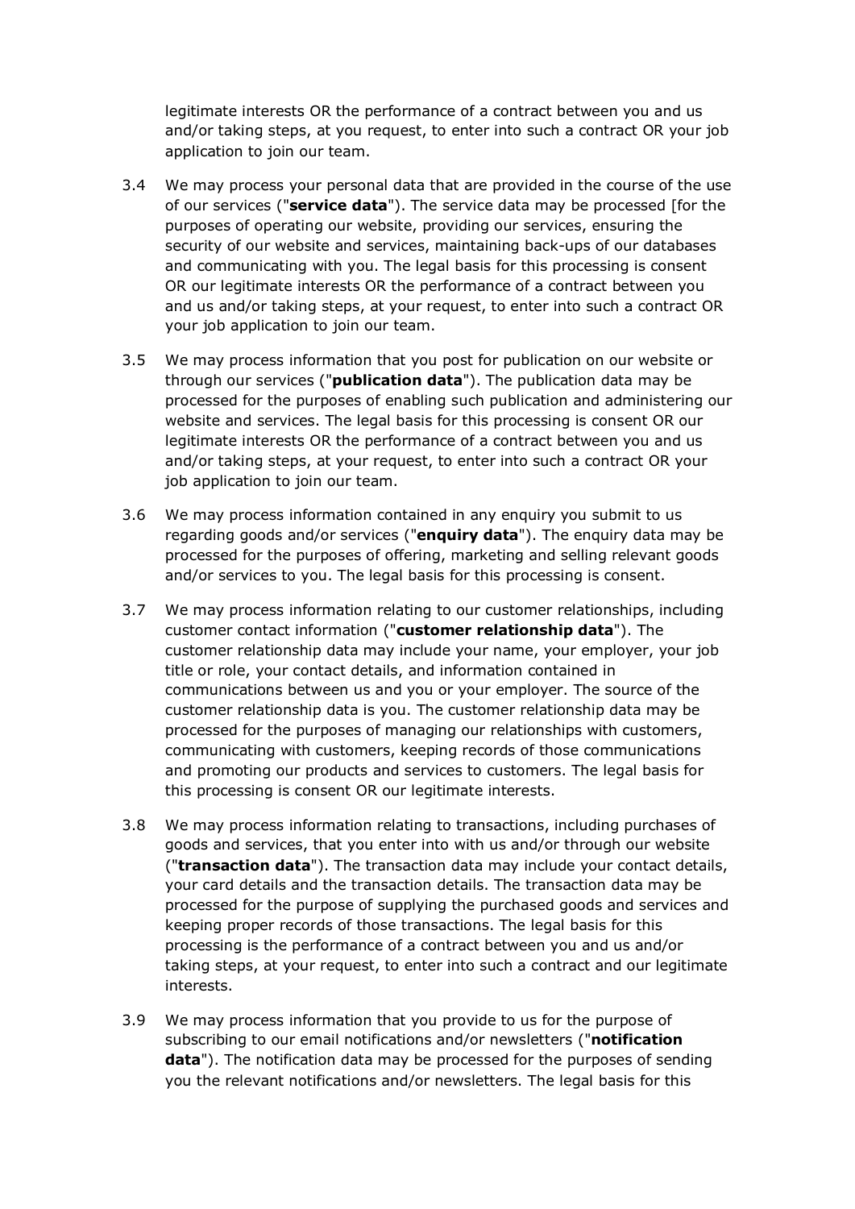legitimate interests OR the performance of a contract between you and us and/or taking steps, at you request, to enter into such a contract OR your job application to join our team.

3.4 We may process your personal data that are provided in the course of the use of our services ("**service data**"). The service data may be processed [for the purposes of operating our website, providing our services, ensuring the security of our website and services, maintaining back-ups of our databases and communicating with you. The legal basis for this processing is consent OR our legitimate interests OR the performance of a contract between you and us and/or taking steps, at your request, to enter into such a contract OR your job application to join our team.

3.5 We may process information that you post for publication on our website or through our services ("**publication data**"). The publication data may be processed for the purposes of enabling such publication and administering our website and services. The legal basis for this processing is consent OR our legitimate interests OR the performance of a contract between you and us and/or taking steps, at your request, to enter into such a contract OR your job application to join our team.

3.6 We may process information contained in any enquiry you submit to us regarding goods and/or services ("**enquiry data**"). The enquiry data may be processed for the purposes of offering, marketing and selling relevant goods and/or services to you. The legal basis for this processing is consent.

3.7 We may process information relating to our customer relationships, including customer contact information ("**customer relationship data**"). The customer relationship data may include your name, your employer, your job title or role, your contact details, and information contained in communications between us and you or your employer. The source of the customer relationship data is you. The customer relationship data may be processed for the purposes of managing our relationships with customers, communicating with customers, keeping records of those communications and promoting our products and services to customers. The legal basis for this processing is consent OR our legitimate interests.

3.8 We may process information relating to transactions, including purchases of goods and services, that you enter into with us and/or through our website ("**transaction data**"). The transaction data may include your contact details, your card details and the transaction details. The transaction data may be processed for the purpose of supplying the purchased goods and services and keeping proper records of those transactions. The legal basis for this processing is the performance of a contract between you and us and/or taking steps, at your request, to enter into such a contract and our legitimate interests.

3.9 We may process information that you provide to us for the purpose of subscribing to our email notifications and/or newsletters ("**notification data**"). The notification data may be processed for the purposes of sending you the relevant notifications and/or newsletters. The legal basis for this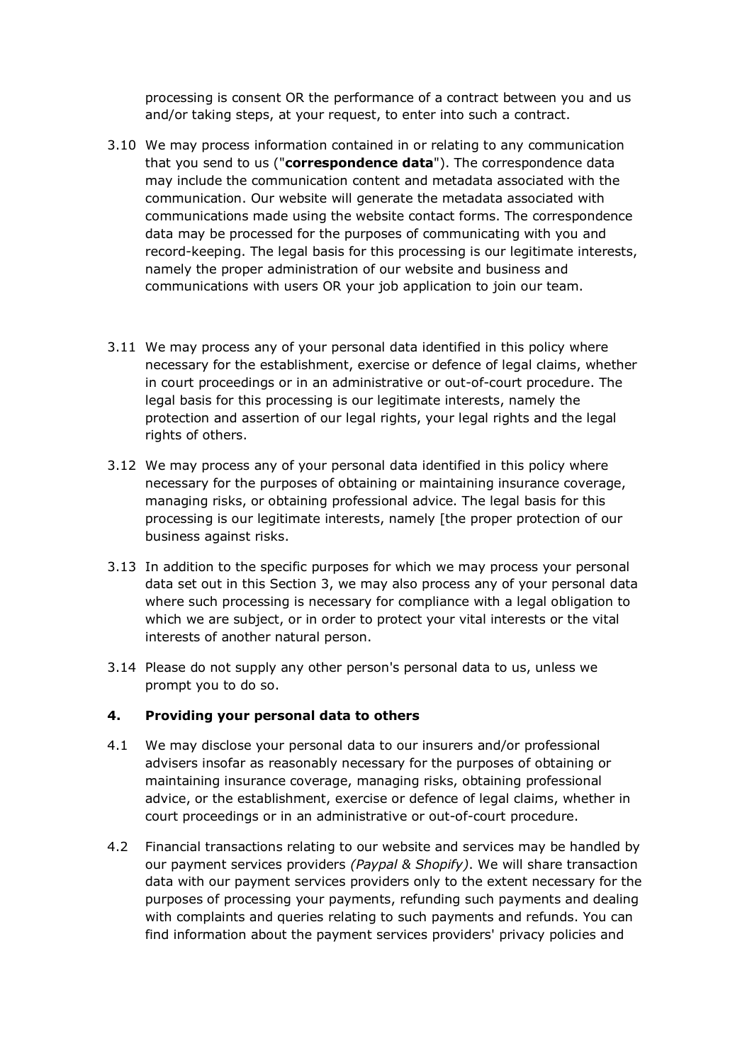processing is consent OR the performance of a contract between you and us and/or taking steps, at your request, to enter into such a contract.

3.10 We may process information contained in or relating to any communication that you send to us ("**correspondence data**"). The correspondence data may include the communication content and metadata associated with the communication. Our website will generate the metadata associated with communications made using the website contact forms. The correspondence data may be processed for the purposes of communicating with you and record-keeping. The legal basis for this processing is our legitimate interests, namely the proper administration of our website and business and communications with users OR your job application to join our team.

3.11 We may process any of your personal data identified in this policy where necessary for the establishment, exercise or defence of legal claims, whether in court proceedings or in an administrative or out-of-court procedure. The legal basis for this processing is our legitimate interests, namely the protection and assertion of our legal rights, your legal rights and the legal rights of others.

3.12 We may process any of your personal data identified in this policy where necessary for the purposes of obtaining or maintaining insurance coverage, managing risks, or obtaining professional advice. The legal basis for this processing is our legitimate interests, namely [the proper protection of our business against risks.

3.13 In addition to the specific purposes for which we may process your personal data set out in this Section 3, we may also process any of your personal data where such processing is necessary for compliance with a legal obligation to which we are subject, or in order to protect your vital interests or the vital interests of another natural person.

3.14 Please do not supply any other person's personal data to us, unless we prompt you to do so.

## 4. Providing your personal data to others

4.1 We may disclose your personal data to our insurers and/or professional advisers insofar as reasonably necessary for the purposes of obtaining or maintaining insurance coverage, managing risks, obtaining professional advice, or the establishment, exercise or defence of legal claims, whether in court proceedings or in an administrative or out-of-court procedure.

4.2 Financial transactions relating to our website and services may be handled by our payment services providers *(Paypal & Shopify)*. We will share transaction data with our payment services providers only to the extent necessary for the purposes of processing your payments, refunding such payments and dealing with complaints and queries relating to such payments and refunds. You can find information about the payment services providers' privacy policies and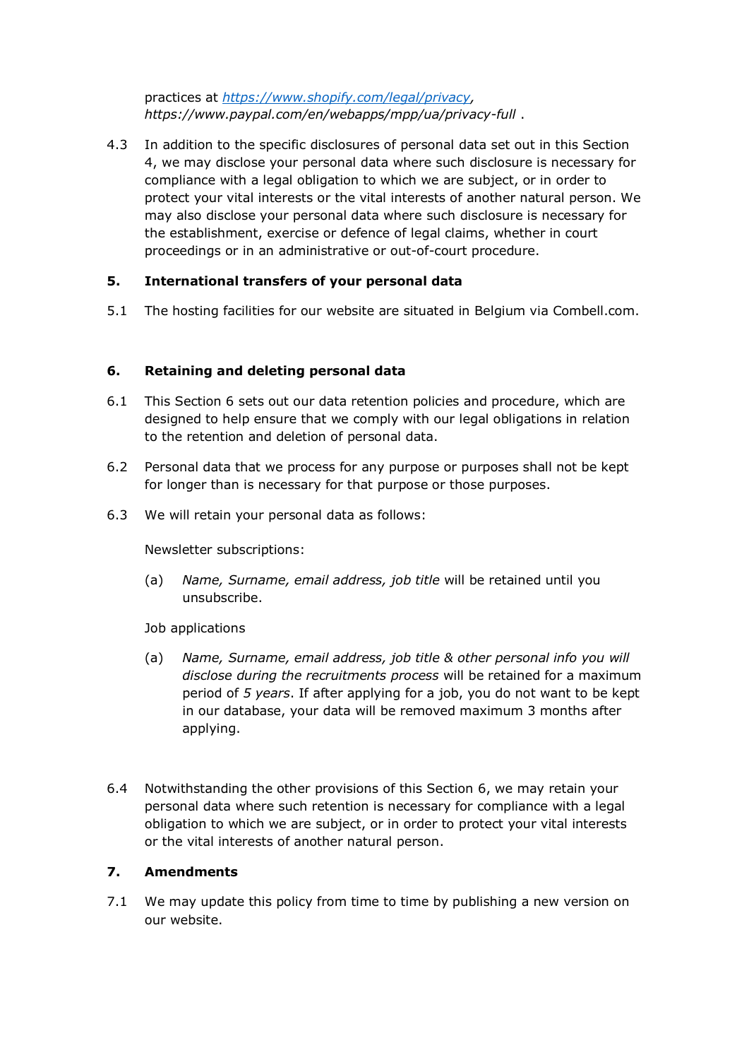practices at [https://www.shopify.com/legal/privacy](https://www.shopify.com/legal/privacy), *https://www.paypal.com/en/webapps/mpp/ua/privacy-full* .

4.3 In addition to the specific disclosures of personal data set out in this Section 4, we may disclose your personal data where such disclosure is necessary for compliance with a legal obligation to which we are subject, or in order to protect your vital interests or the vital interests of another natural person. We may also disclose your personal data where such disclosure is necessary for the establishment, exercise or defence of legal claims, whether in court proceedings or in an administrative or out-of-court procedure.

## 5. International transfers of your personal data

5.1 The hosting facilities for our website are situated in Belgium via Combell.com.

## 6. Retaining and deleting personal data

6.1 This Section 6 sets out our data retention policies and procedure, which are designed to help ensure that we comply with our legal obligations in relation to the retention and deletion of personal data.

6.2 Personal data that we process for any purpose or purposes shall not be kept for longer than is necessary for that purpose or those purposes.

6.3 We will retain your personal data as follows:

Newsletter subscriptions:

(a) *Name, Surname, email address, job title* will be retained until you unsubscribe.

Job applications

(a) *Name, Surname, email address, job title & other personal info you will disclose during the recruitments process* will be retained for a maximum period of *5 years*. If after applying for a job, you do not want to be kept in our database, your data will be removed maximum 3 months after applying.

6.4 Notwithstanding the other provisions of this Section 6, we may retain your personal data where such retention is necessary for compliance with a legal obligation to which we are subject, or in order to protect your vital interests or the vital interests of another natural person.

## 7. Amendments

7.1 We may update this policy from time to time by publishing a new version on our website.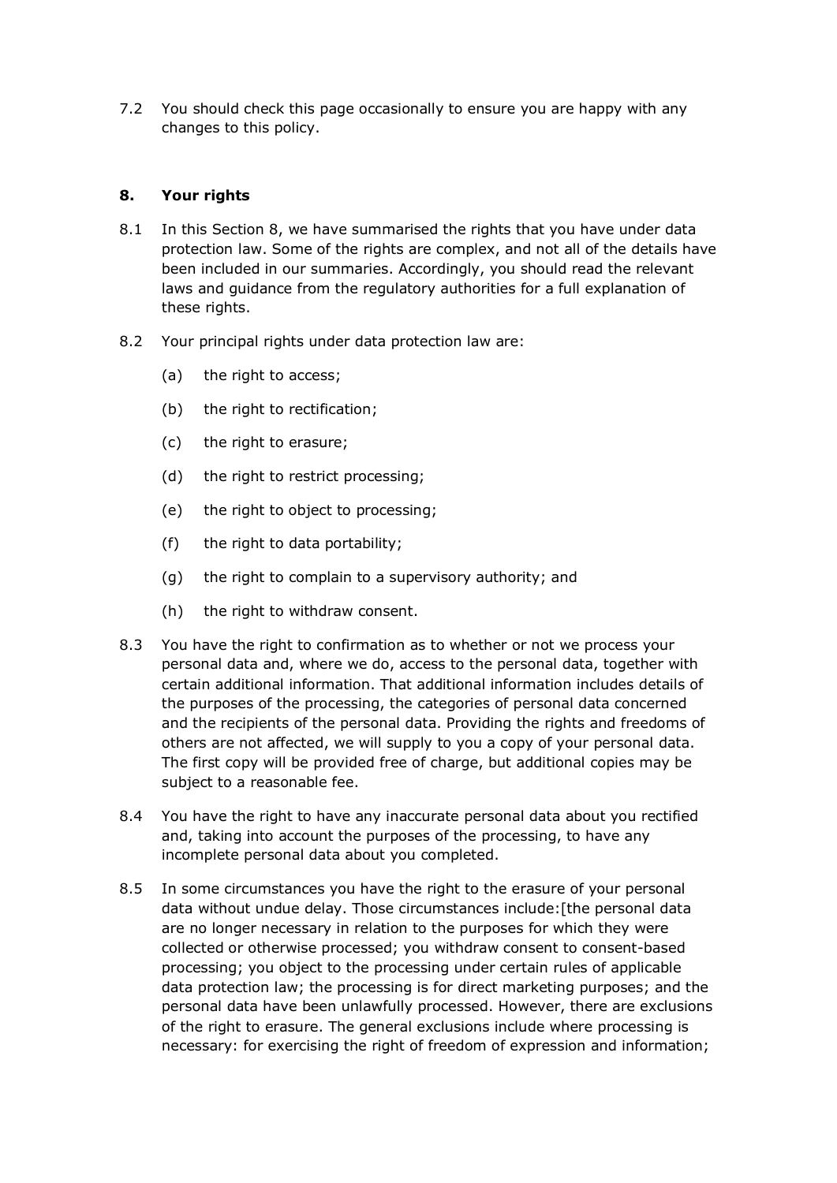7.2 You should check this page occasionally to ensure you are happy with any changes to this policy.

## 8. Your rights

8.1 In this Section 8, we have summarised the rights that you have under data protection law. Some of the rights are complex, and not all of the details have been included in our summaries. Accordingly, you should read the relevant laws and guidance from the regulatory authorities for a full explanation of these rights.

8.2 Your principal rights under data protection law are:

(a) the right to access;

(b) the right to rectification;

(c) the right to erasure;

(d) the right to restrict processing;

(e) the right to object to processing;

(f) the right to data portability;

(g) the right to complain to a supervisory authority; and

(h) the right to withdraw consent.

8.3 You have the right to confirmation as to whether or not we process your personal data and, where we do, access to the personal data, together with certain additional information. That additional information includes details of the purposes of the processing, the categories of personal data concerned and the recipients of the personal data. Providing the rights and freedoms of others are not affected, we will supply to you a copy of your personal data. The first copy will be provided free of charge, but additional copies may be subject to a reasonable fee.

8.4 You have the right to have any inaccurate personal data about you rectified and, taking into account the purposes of the processing, to have any incomplete personal data about you completed.

8.5 In some circumstances you have the right to the erasure of your personal data without undue delay. Those circumstances include:[the personal data are no longer necessary in relation to the purposes for which they were collected or otherwise processed; you withdraw consent to consent-based processing; you object to the processing under certain rules of applicable data protection law; the processing is for direct marketing purposes; and the personal data have been unlawfully processed. However, there are exclusions of the right to erasure. The general exclusions include where processing is necessary: for exercising the right of freedom of expression and information;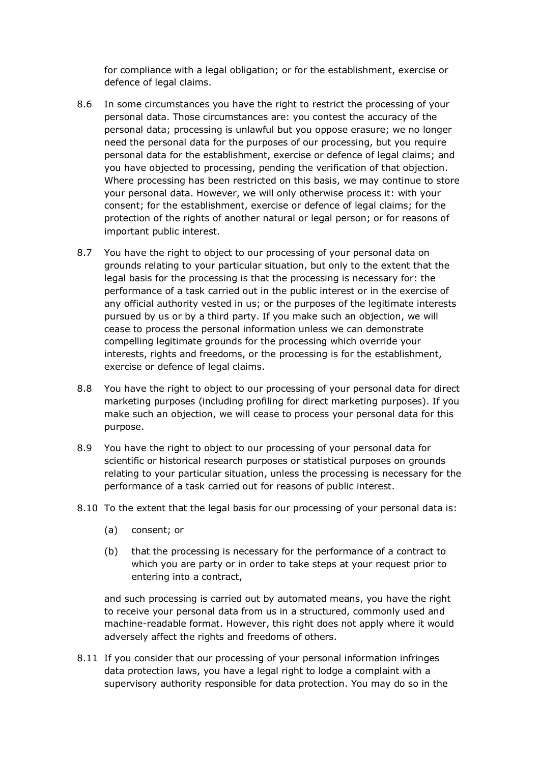for compliance with a legal obligation; or for the establishment, exercise or defence of legal claims.

8.6 In some circumstances you have the right to restrict the processing of your personal data. Those circumstances are: you contest the accuracy of the personal data; processing is unlawful but you oppose erasure; we no longer need the personal data for the purposes of our processing, but you require personal data for the establishment, exercise or defence of legal claims; and you have objected to processing, pending the verification of that objection. Where processing has been restricted on this basis, we may continue to store your personal data. However, we will only otherwise process it: with your consent; for the establishment, exercise or defence of legal claims; for the protection of the rights of another natural or legal person; or for reasons of important public interest.

8.7 You have the right to object to our processing of your personal data on grounds relating to your particular situation, but only to the extent that the legal basis for the processing is that the processing is necessary for: the performance of a task carried out in the public interest or in the exercise of any official authority vested in us; or the purposes of the legitimate interests pursued by us or by a third party. If you make such an objection, we will cease to process the personal information unless we can demonstrate compelling legitimate grounds for the processing which override your interests, rights and freedoms, or the processing is for the establishment, exercise or defence of legal claims.

8.8 You have the right to object to our processing of your personal data for direct marketing purposes (including profiling for direct marketing purposes). If you make such an objection, we will cease to process your personal data for this purpose.

8.9 You have the right to object to our processing of your personal data for scientific or historical research purposes or statistical purposes on grounds relating to your particular situation, unless the processing is necessary for the performance of a task carried out for reasons of public interest.

8.10 To the extent that the legal basis for our processing of your personal data is:

(a) consent; or

(b) that the processing is necessary for the performance of a contract to which you are party or in order to take steps at your request prior to entering into a contract,

and such processing is carried out by automated means, you have the right to receive your personal data from us in a structured, commonly used and machine-readable format. However, this right does not apply where it would adversely affect the rights and freedoms of others.

8.11 If you consider that our processing of your personal information infringes data protection laws, you have a legal right to lodge a complaint with a supervisory authority responsible for data protection. You may do so in the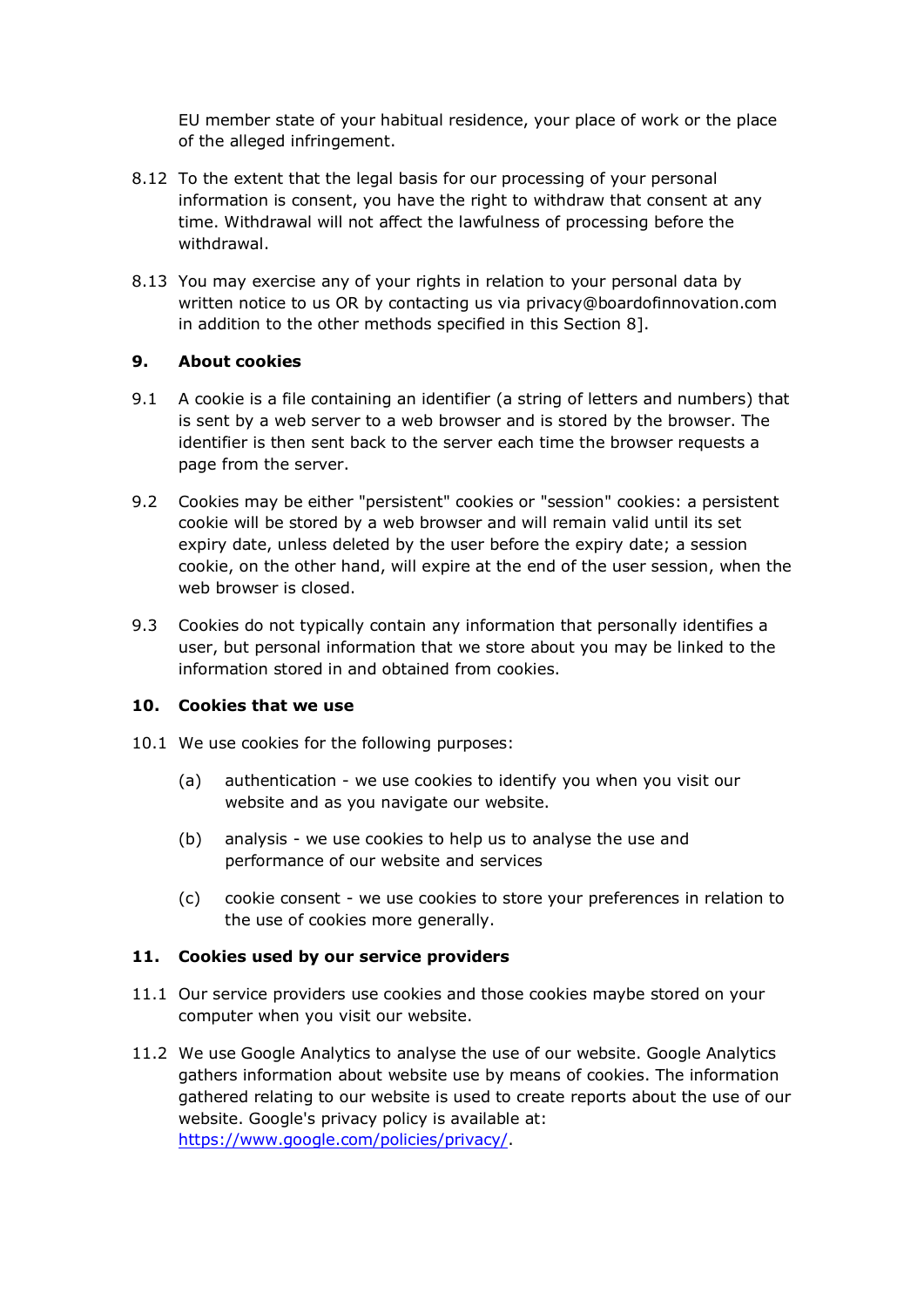EU member state of your habitual residence, your place of work or the place of the alleged infringement.

8.12 To the extent that the legal basis for our processing of your personal information is consent, you have the right to withdraw that consent at any time. Withdrawal will not affect the lawfulness of processing before the withdrawal.

8.13 You may exercise any of your rights in relation to your personal data by written notice to us OR by contacting us via privacy@boardofinnovation.com in addition to the other methods specified in this Section 8].

## 9. About cookies

9.1 A cookie is a file containing an identifier (a string of letters and numbers) that is sent by a web server to a web browser and is stored by the browser. The identifier is then sent back to the server each time the browser requests a page from the server.

9.2 Cookies may be either "persistent" cookies or "session" cookies: a persistent cookie will be stored by a web browser and will remain valid until its set expiry date, unless deleted by the user before the expiry date; a session cookie, on the other hand, will expire at the end of the user session, when the web browser is closed.

9.3 Cookies do not typically contain any information that personally identifies a user, but personal information that we store about you may be linked to the information stored in and obtained from cookies.

## 10. Cookies that we use

10.1 We use cookies for the following purposes:

(a) authentication - we use cookies to identify you when you visit our website and as you navigate our website.

(b) analysis - we use cookies to help us to analyse the use and performance of our website and services

(c) cookie consent - we use cookies to store your preferences in relation to the use of cookies more generally.

## 11. Cookies used by our service providers

11.1 Our service providers use cookies and those cookies maybe stored on your computer when you visit our website.

11.2 We use Google Analytics to analyse the use of our website. Google Analytics gathers information about website use by means of cookies. The information gathered relating to our website is used to create reports about the use of our website. Google's privacy policy is available at: [https://www.google.com/policies/privacy/](https://www.google.com/policies/privacy/).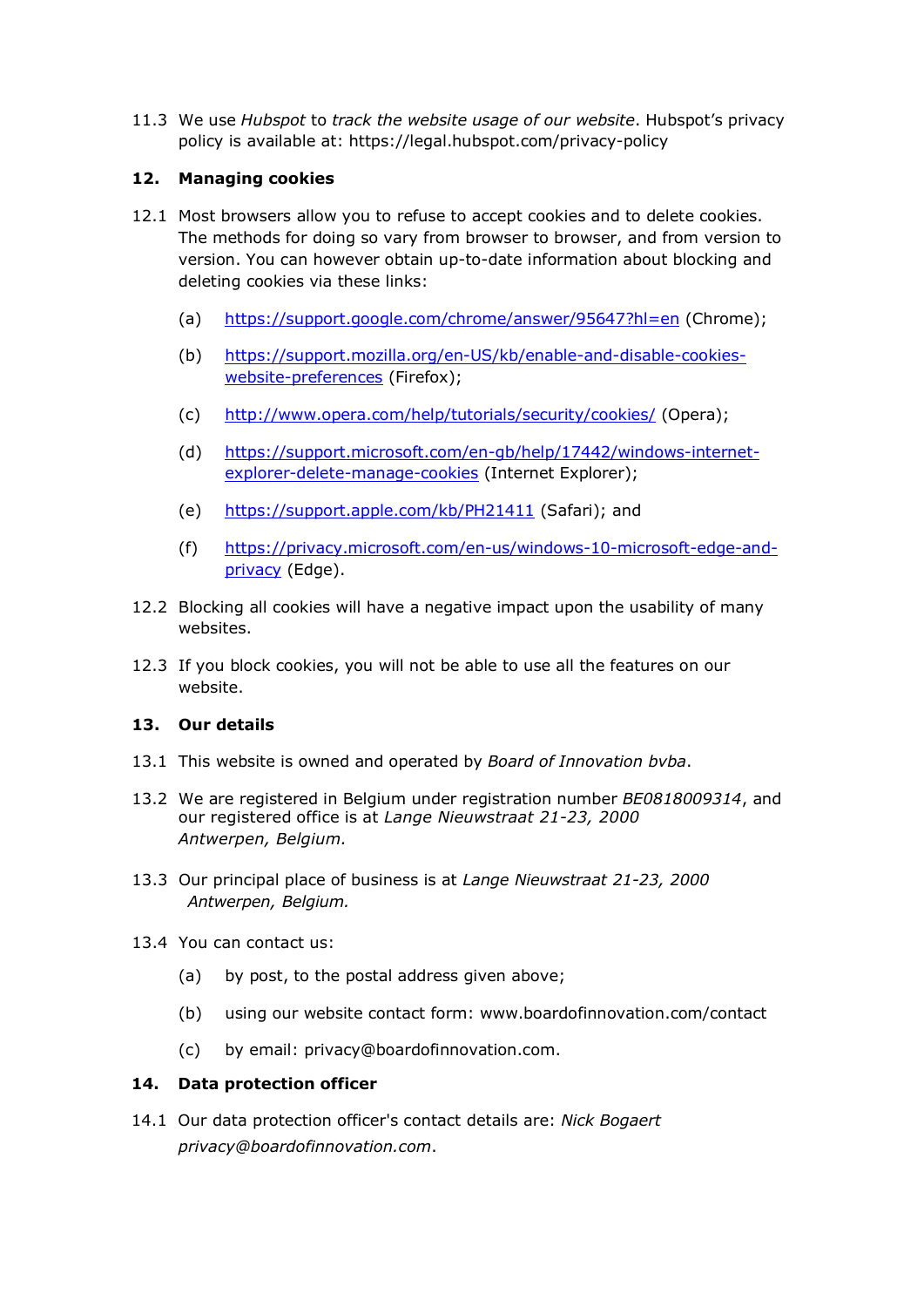11.3 We use *Hubspot* to *track the website usage of our website*. Hubspot's privacy policy is available at: https://legal.hubspot.com/privacy-policy

## 12. Managing cookies

12.1 Most browsers allow you to refuse to accept cookies and to delete cookies. The methods for doing so vary from browser to browser, and from version to version. You can however obtain up-to-date information about blocking and deleting cookies via these links:

(a) https://support.google.com/chrome/answer/95647?hl=en (Chrome);

(b) https://support.mozilla.org/en-US/kb/enable-and-disable-cookies-website-preferences (Firefox);

(c) http://www.opera.com/help/tutorials/security/cookies/ (Opera);

(d) https://support.microsoft.com/en-gb/help/17442/windows-internet-explorer-delete-manage-cookies (Internet Explorer);

(e) https://support.apple.com/kb/PH21411 (Safari); and

(f) https://privacy.microsoft.com/en-us/windows-10-microsoft-edge-and-privacy (Edge).

12.2 Blocking all cookies will have a negative impact upon the usability of many websites.

12.3 If you block cookies, you will not be able to use all the features on our website.

## 13. Our details

13.1 This website is owned and operated by *Board of Innovation bvba*.

13.2 We are registered in Belgium under registration number *BE0818009314*, and our registered office is at *Lange Nieuwstraat 21-23, 2000 Antwerpen, Belgium.*

13.3 Our principal place of business is at *Lange Nieuwstraat 21-23, 2000 Antwerpen, Belgium.*

13.4 You can contact us:

(a) by post, to the postal address given above;

(b) using our website contact form: www.boardofinnovation.com/contact

(c) by email: privacy@boardofinnovation.com.

## 14. Data protection officer

14.1 Our data protection officer's contact details are: *Nick Bogaert privacy@boardofinnovation.com*.